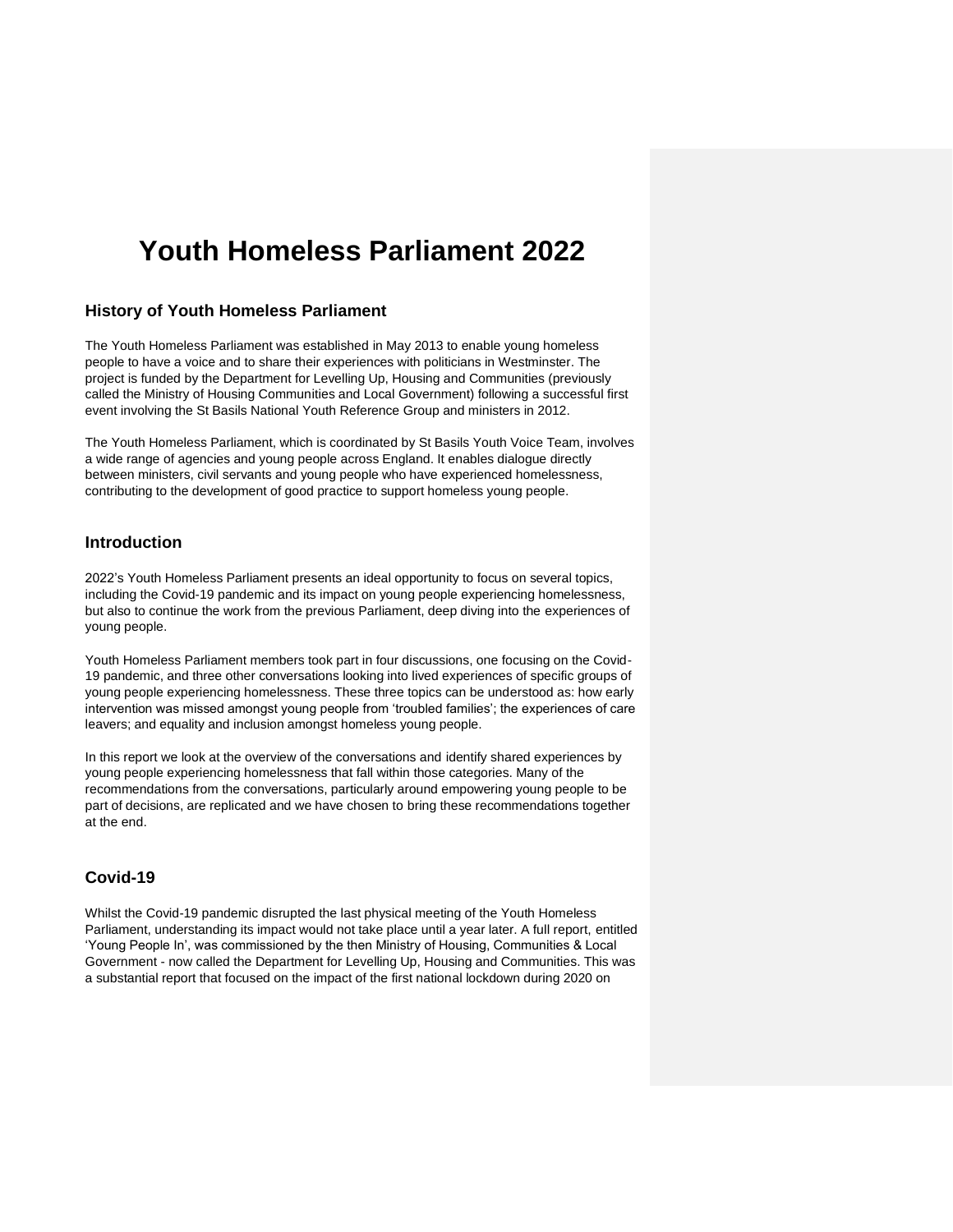# Youth Homeless Parliament 2022

## History of Youth Homeless Parliament

The Youth Homeless Parliament was established in May 2013 to enable young homeless people to have a voice and to share their experiences with politicians in Westminster. The project is funded by the Department for Levelling Up, Housing and Communities (previously called the Ministry of Housing Communities and Local Government) following a successful first event involving the St Basils National Youth Reference Group and ministers in 2012.

The Youth Homeless Parliament, which is coordinated by St Basils Youth Voice Team, involves a wide range of agencies and young people across England. It enables dialogue directly between ministers, civil servants and young people who have experienced homelessness, contributing to the development of good practice to support homeless young people.

## Introduction

2022's Youth Homeless Parliament presents an ideal opportunity to focus on several topics, including the Covid-19 pandemic and its impact on young people experiencing homelessness, but also to continue the work from the previous Parliament, deep diving into the experiences of young people.

Youth Homeless Parliament members took part in four discussions, one focusing on the Covid-19 pandemic, and three other conversations looking into lived experiences of specific groups of young people experiencing homelessness. These three topics can be understood as: how early intervention was missed amongst young people from 'troubled families'; the experiences of care leavers; and equality and inclusion amongst homeless young people.

In this report we look at the overview of the conversations and identify shared experiences by young people experiencing homelessness that fall within those categories. Many of the recommendations from the conversations, particularly around empowering young people to be part of decisions, are replicated and we have chosen to bring these recommendations together at the end.

## Covid-19

Whilst the Covid-19 pandemic disrupted the last physical meeting of the Youth Homeless Parliament, understanding its impact would not take place until a year later. A full report, entitled 'Young People In', was commissioned by the then Ministry of Housing, Communities & Local Government - now called the Department for Levelling Up, Housing and Communities. This was a substantial report that focused on the impact of the first national lockdown during 2020 on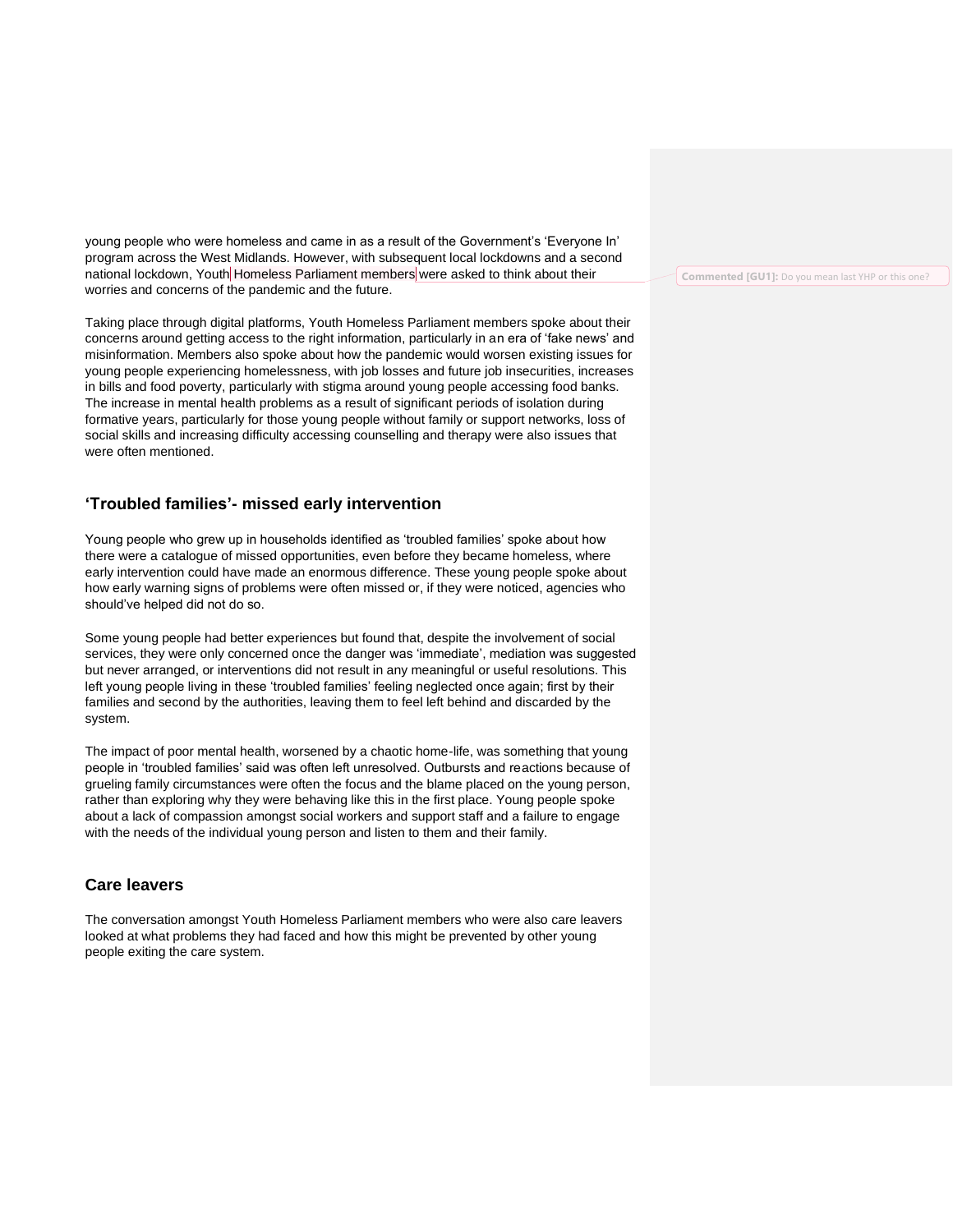young people who were homeless and came in as a result of the Government's 'Everyone In' program across the West Midlands. However, with subsequent local lockdowns and a second national lockdown, Youth Homeless Parliament members were asked to think about their worries and concerns of the pandemic and the future.

Taking place through digital platforms, Youth Homeless Parliament members spoke about their concerns around getting access to the right information, particularly in an era of 'fake news' and misinformation. Members also spoke about how the pandemic would worsen existing issues for young people experiencing homelessness, with job losses and future job insecurities, increases in bills and food poverty, particularly with stigma around young people accessing food banks. The increase in mental health problems as a result of significant periods of isolation during formative years, particularly for those young people without family or support networks, loss of social skills and increasing difficulty accessing counselling and therapy were also issues that were often mentioned.

## 'Troubled families'- missed early intervention

Young people who grew up in households identified as 'troubled families' spoke about how there were a catalogue of missed opportunities, even before they became homeless, where early intervention could have made an enormous difference. These young people spoke about how early warning signs of problems were often missed or, if they were noticed, agencies who should've helped did not do so.

Some young people had better experiences but found that, despite the involvement of social services, they were only concerned once the danger was 'immediate', mediation was suggested but never arranged, or interventions did not result in any meaningful or useful resolutions. This left young people living in these 'troubled families' feeling neglected once again; first by their families and second by the authorities, leaving them to feel left behind and discarded by the system.

The impact of poor mental health, worsened by a chaotic home-life, was something that young people in 'troubled families' said was often left unresolved. Outbursts and reactions because of grueling family circumstances were often the focus and the blame placed on the young person, rather than exploring why they were behaving like this in the first place. Young people spoke about a lack of compassion amongst social workers and support staff and a failure to engage with the needs of the individual young person and listen to them and their family.

## Care leavers

The conversation amongst Youth Homeless Parliament members who were also care leavers looked at what problems they had faced and how this might be prevented by other young people exiting the care system.

**Commented [GU1]:** Do you mean last YHP or this one?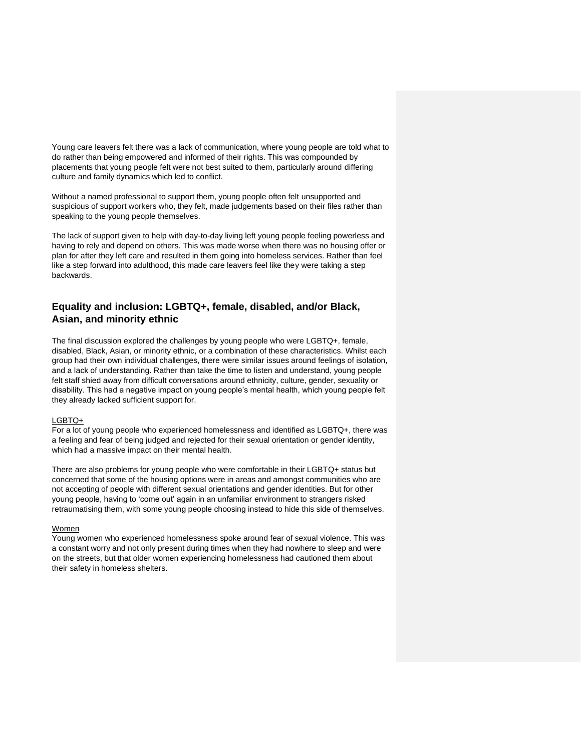Young care leavers felt there was a lack of communication, where young people are told what to do rather than being empowered and informed of their rights. This was compounded by placements that young people felt were not best suited to them, particularly around differing culture and family dynamics which led to conflict.

Without a named professional to support them, young people often felt unsupported and suspicious of support workers who, they felt, made judgements based on their files rather than speaking to the young people themselves.

The lack of support given to help with day-to-day living left young people feeling powerless and having to rely and depend on others. This was made worse when there was no housing offer or plan for after they left care and resulted in them going into homeless services. Rather than feel like a step forward into adulthood, this made care leavers feel like they were taking a step backwards.

## Equality and inclusion: LGBTQ+, female, disabled, and/or Black, Asian, and minority ethnic

The final discussion explored the challenges by young people who were LGBTQ+, female, disabled, Black, Asian, or minority ethnic, or a combination of these characteristics. Whilst each group had their own individual challenges, there were similar issues around feelings of isolation, and a lack of understanding. Rather than take the time to listen and understand, young people felt staff shied away from difficult conversations around ethnicity, culture, gender, sexuality or disability. This had a negative impact on young people's mental health, which young people felt they already lacked sufficient support for.

<u>LGBTQ+</u>

For a lot of young people who experienced homelessness and identified as LGBTQ+, there was a feeling and fear of being judged and rejected for their sexual orientation or gender identity, which had a massive impact on their mental health.

There are also problems for young people who were comfortable in their LGBTQ+ status but concerned that some of the housing options were in areas and amongst communities who are not accepting of people with different sexual orientations and gender identities. But for other young people, having to 'come out' again in an unfamiliar environment to strangers risked retraumatising them, with some young people choosing instead to hide this side of themselves.

<u>Women</u>

Young women who experienced homelessness spoke around fear of sexual violence. This was a constant worry and not only present during times when they had nowhere to sleep and were on the streets, but that older women experiencing homelessness had cautioned them about their safety in homeless shelters.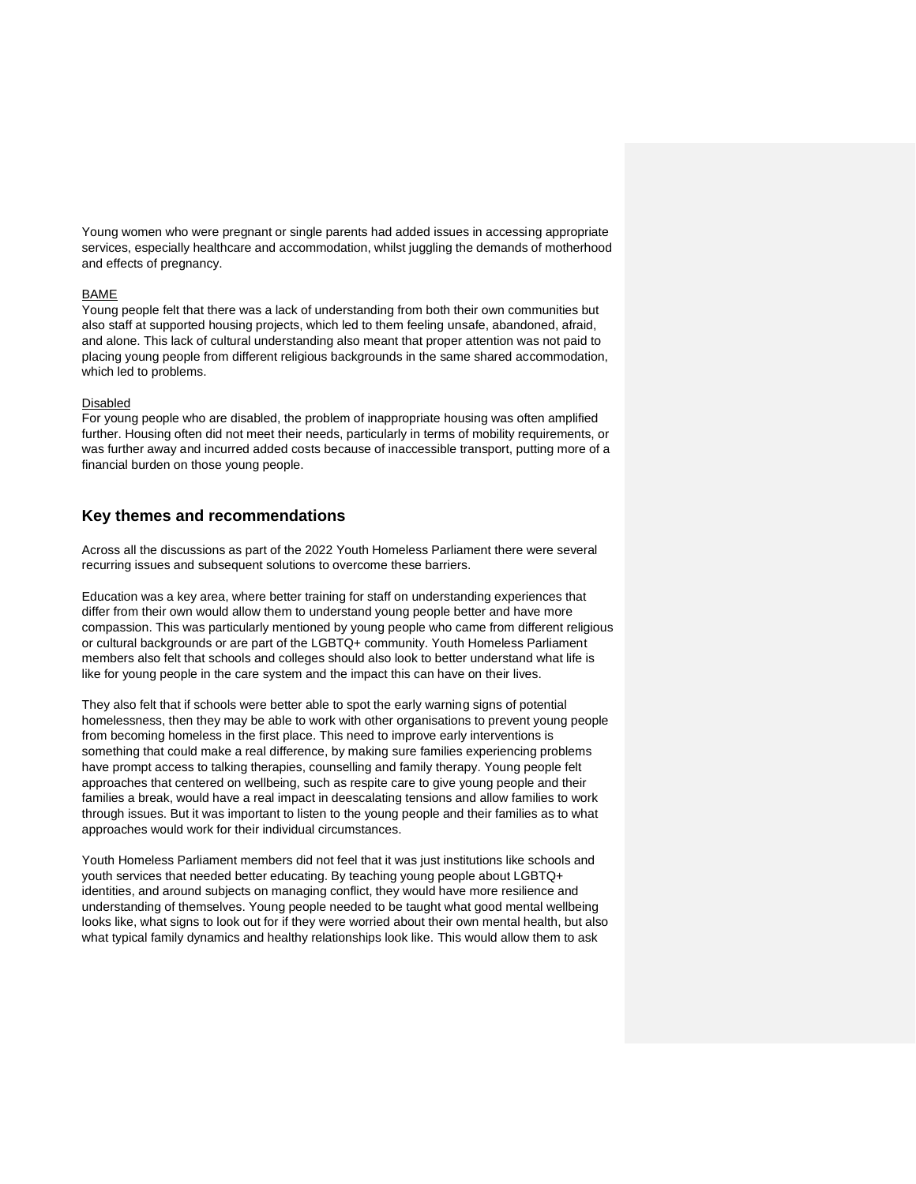Young women who were pregnant or single parents had added issues in accessing appropriate services, especially healthcare and accommodation, whilst juggling the demands of motherhood and effects of pregnancy.

<u>BAME</u>

Young people felt that there was a lack of understanding from both their own communities but also staff at supported housing projects, which led to them feeling unsafe, abandoned, afraid, and alone. This lack of cultural understanding also meant that proper attention was not paid to placing young people from different religious backgrounds in the same shared accommodation, which led to problems.

<u>Disabled</u>

For young people who are disabled, the problem of inappropriate housing was often amplified further. Housing often did not meet their needs, particularly in terms of mobility requirements, or was further away and incurred added costs because of inaccessible transport, putting more of a financial burden on those young people.

## Key themes and recommendations

Across all the discussions as part of the 2022 Youth Homeless Parliament there were several recurring issues and subsequent solutions to overcome these barriers.

Education was a key area, where better training for staff on understanding experiences that differ from their own would allow them to understand young people better and have more compassion. This was particularly mentioned by young people who came from different religious or cultural backgrounds or are part of the LGBTQ+ community. Youth Homeless Parliament members also felt that schools and colleges should also look to better understand what life is like for young people in the care system and the impact this can have on their lives.

They also felt that if schools were better able to spot the early warning signs of potential homelessness, then they may be able to work with other organisations to prevent young people from becoming homeless in the first place. This need to improve early interventions is something that could make a real difference, by making sure families experiencing problems have prompt access to talking therapies, counselling and family therapy. Young people felt approaches that centered on wellbeing, such as respite care to give young people and their families a break, would have a real impact in deescalating tensions and allow families to work through issues. But it was important to listen to the young people and their families as to what approaches would work for their individual circumstances.

Youth Homeless Parliament members did not feel that it was just institutions like schools and youth services that needed better educating. By teaching young people about LGBTQ+ identities, and around subjects on managing conflict, they would have more resilience and understanding of themselves. Young people needed to be taught what good mental wellbeing looks like, what signs to look out for if they were worried about their own mental health, but also what typical family dynamics and healthy relationships look like. This would allow them to ask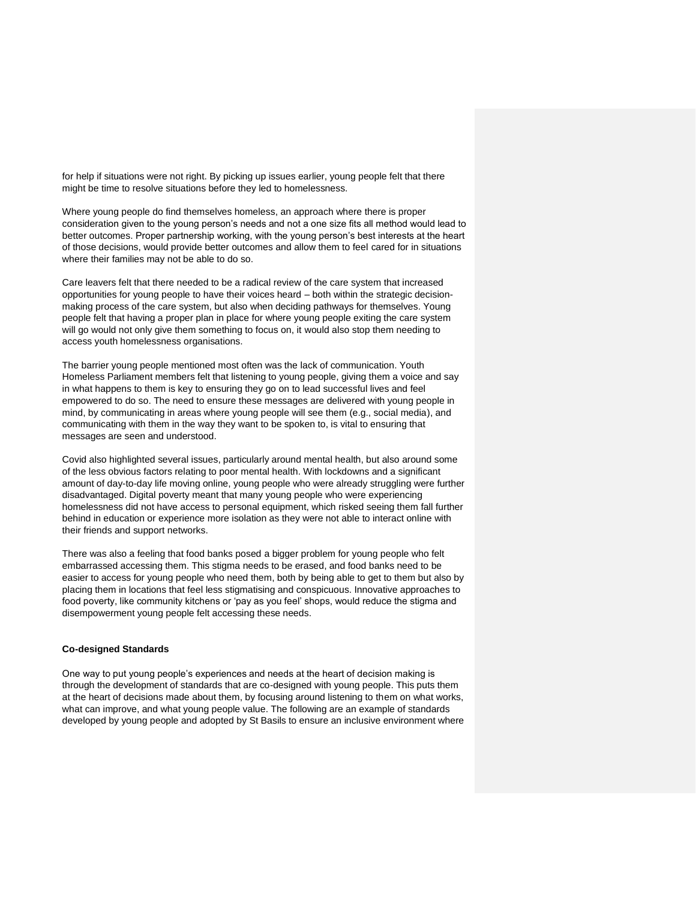for help if situations were not right. By picking up issues earlier, young people felt that there might be time to resolve situations before they led to homelessness.

Where young people do find themselves homeless, an approach where there is proper consideration given to the young person's needs and not a one size fits all method would lead to better outcomes. Proper partnership working, with the young person's best interests at the heart of those decisions, would provide better outcomes and allow them to feel cared for in situations where their families may not be able to do so.

Care leavers felt that there needed to be a radical review of the care system that increased opportunities for young people to have their voices heard – both within the strategic decision-making process of the care system, but also when deciding pathways for themselves. Young people felt that having a proper plan in place for where young people exiting the care system will go would not only give them something to focus on, it would also stop them needing to access youth homelessness organisations.

The barrier young people mentioned most often was the lack of communication. Youth Homeless Parliament members felt that listening to young people, giving them a voice and say in what happens to them is key to ensuring they go on to lead successful lives and feel empowered to do so. The need to ensure these messages are delivered with young people in mind, by communicating in areas where young people will see them (e.g., social media), and communicating with them in the way they want to be spoken to, is vital to ensuring that messages are seen and understood.

Covid also highlighted several issues, particularly around mental health, but also around some of the less obvious factors relating to poor mental health. With lockdowns and a significant amount of day-to-day life moving online, young people who were already struggling were further disadvantaged. Digital poverty meant that many young people who were experiencing homelessness did not have access to personal equipment, which risked seeing them fall further behind in education or experience more isolation as they were not able to interact online with their friends and support networks.

There was also a feeling that food banks posed a bigger problem for young people who felt embarrassed accessing them. This stigma needs to be erased, and food banks need to be easier to access for young people who need them, both by being able to get to them but also by placing them in locations that feel less stigmatising and conspicuous. Innovative approaches to food poverty, like community kitchens or 'pay as you feel' shops, would reduce the stigma and disempowerment young people felt accessing these needs.

**Co-designed Standards**

One way to put young people's experiences and needs at the heart of decision making is through the development of standards that are co-designed with young people. This puts them at the heart of decisions made about them, by focusing around listening to them on what works, what can improve, and what young people value. The following are an example of standards developed by young people and adopted by St Basils to ensure an inclusive environment where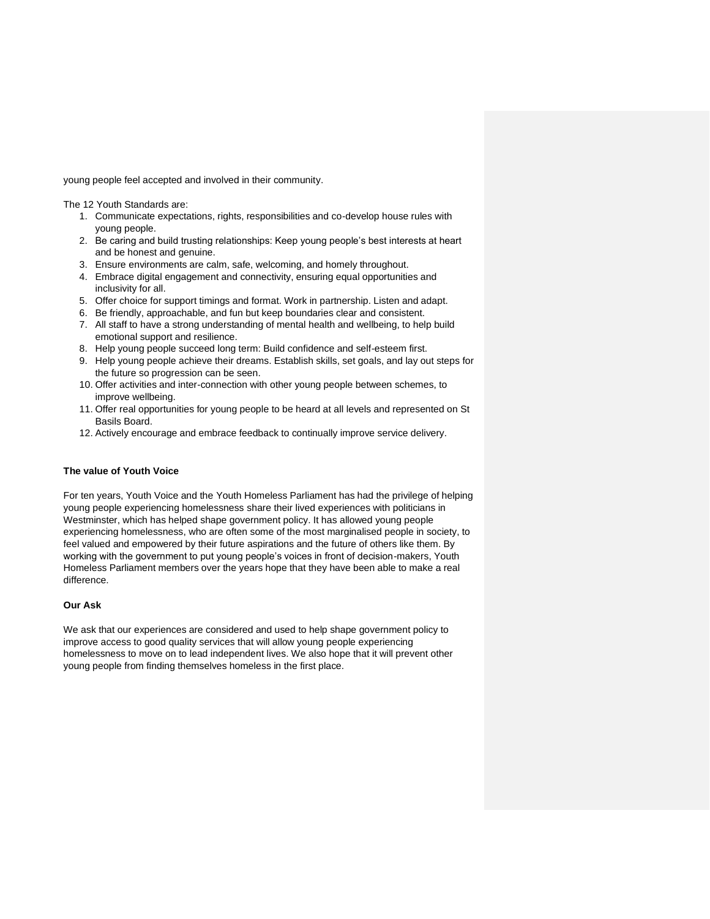young people feel accepted and involved in their community.

The 12 Youth Standards are:

1. Communicate expectations, rights, responsibilities and co-develop house rules with young people.
2. Be caring and build trusting relationships: Keep young people's best interests at heart and be honest and genuine.
3. Ensure environments are calm, safe, welcoming, and homely throughout.
4. Embrace digital engagement and connectivity, ensuring equal opportunities and inclusivity for all.
5. Offer choice for support timings and format. Work in partnership. Listen and adapt.
6. Be friendly, approachable, and fun but keep boundaries clear and consistent.
7. All staff to have a strong understanding of mental health and wellbeing, to help build emotional support and resilience.
8. Help young people succeed long term: Build confidence and self-esteem first.
9. Help young people achieve their dreams. Establish skills, set goals, and lay out steps for the future so progression can be seen.
10. Offer activities and inter-connection with other young people between schemes, to improve wellbeing.
11. Offer real opportunities for young people to be heard at all levels and represented on St Basils Board.
12. Actively encourage and embrace feedback to continually improve service delivery.

**The value of Youth Voice**

For ten years, Youth Voice and the Youth Homeless Parliament has had the privilege of helping young people experiencing homelessness share their lived experiences with politicians in Westminster, which has helped shape government policy. It has allowed young people experiencing homelessness, who are often some of the most marginalised people in society, to feel valued and empowered by their future aspirations and the future of others like them. By working with the government to put young people's voices in front of decision-makers, Youth Homeless Parliament members over the years hope that they have been able to make a real difference.

**Our Ask**

We ask that our experiences are considered and used to help shape government policy to improve access to good quality services that will allow young people experiencing homelessness to move on to lead independent lives. We also hope that it will prevent other young people from finding themselves homeless in the first place.